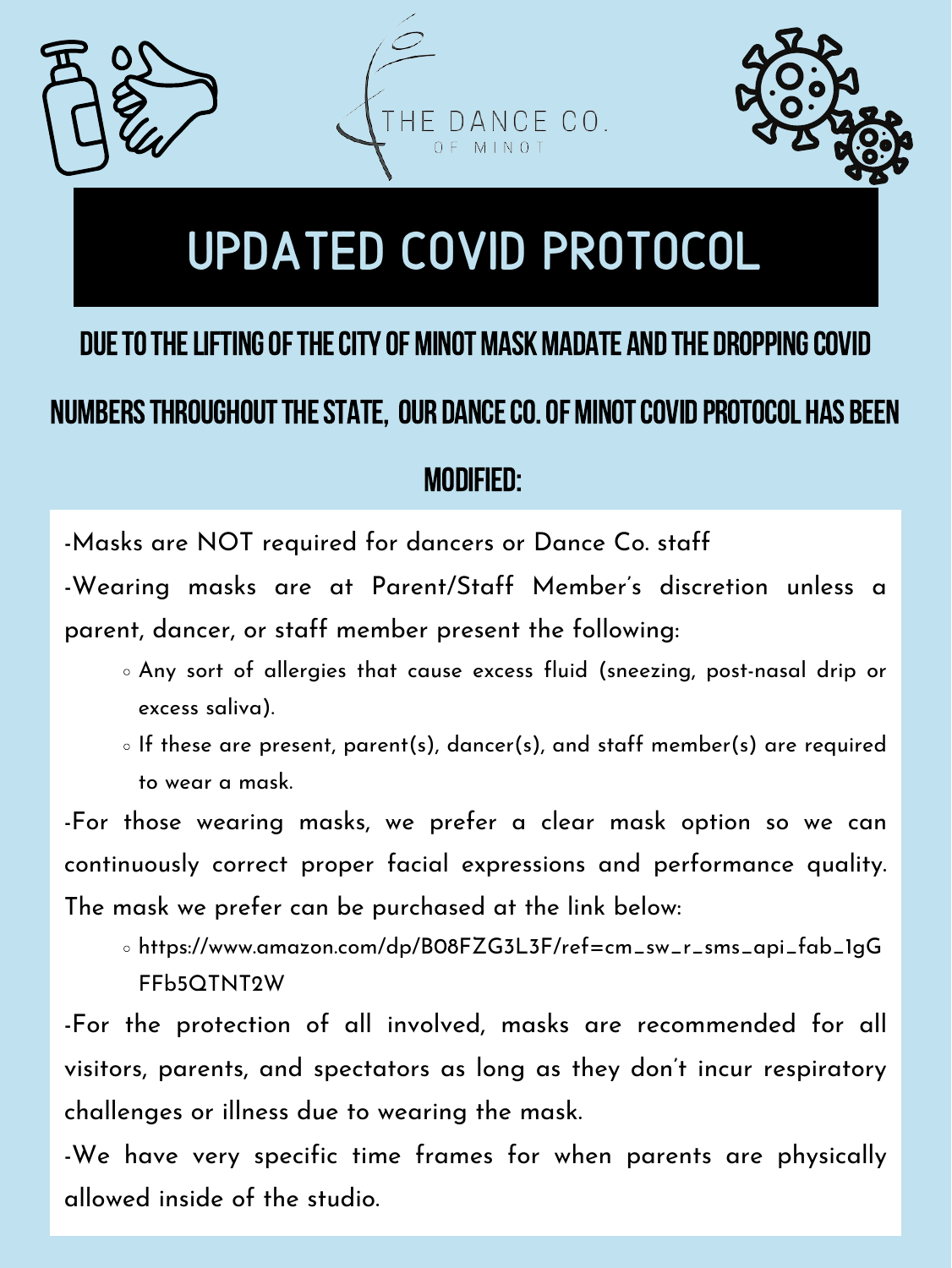THE DANCE CO.
OF MINOT

# UPDATED COVID PROTOCOL

## DUE TO THE LIFTING OF THE CITY OF MINOT MASK MADATE AND THE DROPPING COVID NUMBERS THROUGHOUT THE STATE, OUR DANCE CO. OF MINOT COVID PROTOCOL HAS BEEN MODIFIED:

-Masks are NOT required for dancers or Dance Co. staff

-Wearing masks are at Parent/Staff Member's discretion unless a parent, dancer, or staff member present the following:

- Any sort of allergies that cause excess fluid (sneezing, post-nasal drip or excess saliva).
- If these are present, parent(s), dancer(s), and staff member(s) are required to wear a mask.

-For those wearing masks, we prefer a clear mask option so we can continuously correct proper facial expressions and performance quality. The mask we prefer can be purchased at the link below:

- https://www.amazon.com/dp/B08FZG3L3F/ref=cm_sw_r_sms_api_fab_1gGFFb5QTNT2W

-For the protection of all involved, masks are recommended for all visitors, parents, and spectators as long as they don't incur respiratory challenges or illness due to wearing the mask.

-We have very specific time frames for when parents are physically allowed inside of the studio.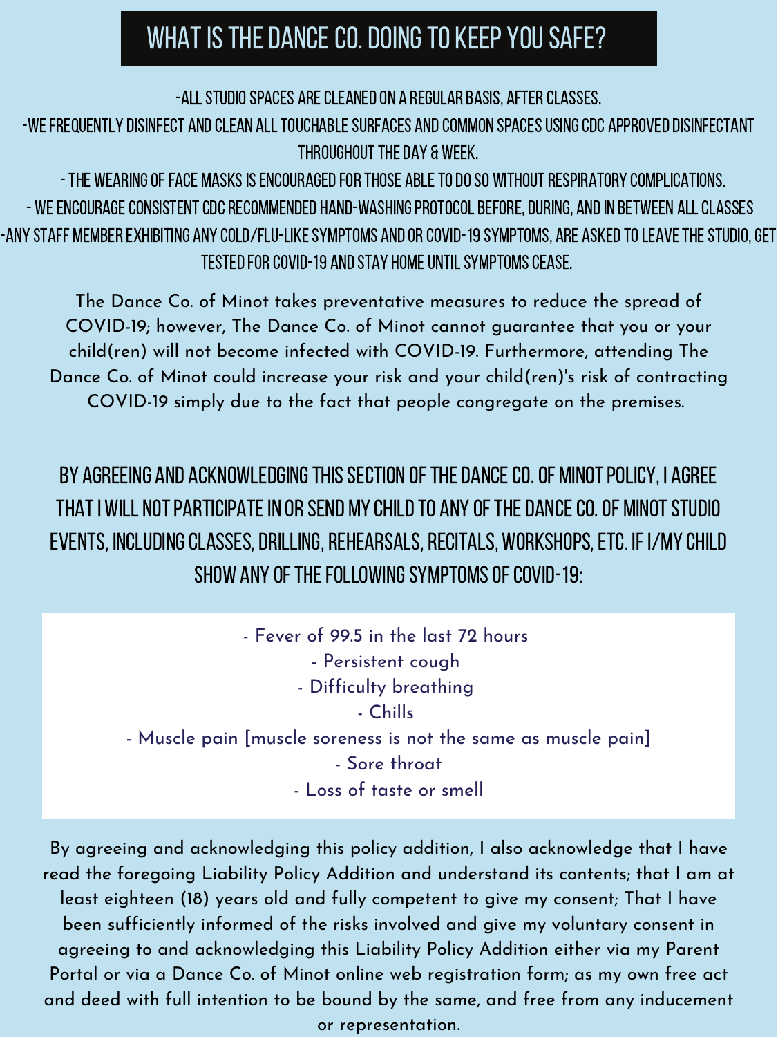# WHAT IS THE DANCE CO. DOING TO KEEP YOU SAFE?

-ALL STUDIO SPACES ARE CLEANED ON A REGULAR BASIS, AFTER CLASSES.

-WE FREQUENTLY DISINFECT AND CLEAN ALL TOUCHABLE SURFACES AND COMMON SPACES USING CDC APPROVED DISINFECTANT THROUGHOUT THE DAY & WEEK.

- THE WEARING OF FACE MASKS IS ENCOURAGED FOR THOSE ABLE TO DO SO WITHOUT RESPIRATORY COMPLICATIONS.

- WE ENCOURAGE CONSISTENT CDC RECOMMENDED HAND-WASHING PROTOCOL BEFORE, DURING, AND IN BETWEEN ALL CLASSES

-ANY STAFF MEMBER EXHIBITING ANY COLD/FLU-LIKE SYMPTOMS AND OR COVID-19 SYMPTOMS, ARE ASKED TO LEAVE THE STUDIO, GET TESTED FOR COVID-19 AND STAY HOME UNTIL SYMPTOMS CEASE.

The Dance Co. of Minot takes preventative measures to reduce the spread of COVID-19; however, The Dance Co. of Minot cannot guarantee that you or your child(ren) will not become infected with COVID-19. Furthermore, attending The Dance Co. of Minot could increase your risk and your child(ren)'s risk of contracting COVID-19 simply due to the fact that people congregate on the premises.

## BY AGREEING AND ACKNOWLEDGING THIS SECTION OF THE DANCE CO. OF MINOT POLICY, I AGREE THAT I WILL NOT PARTICIPATE IN OR SEND MY CHILD TO ANY OF THE DANCE CO. OF MINOT STUDIO EVENTS, INCLUDING CLASSES, DRILLING, REHEARSALS, RECITALS, WORKSHOPS, ETC. IF I/MY CHILD SHOW ANY OF THE FOLLOWING SYMPTOMS OF COVID-19:

- Fever of 99.5 in the last 72 hours
- Persistent cough
- Difficulty breathing
- Chills
- Muscle pain [muscle soreness is not the same as muscle pain]
- Sore throat
- Loss of taste or smell

By agreeing and acknowledging this policy addition, I also acknowledge that I have read the foregoing Liability Policy Addition and understand its contents; that I am at least eighteen (18) years old and fully competent to give my consent; That I have been sufficiently informed of the risks involved and give my voluntary consent in agreeing to and acknowledging this Liability Policy Addition either via my Parent Portal or via a Dance Co. of Minot online web registration form; as my own free act and deed with full intention to be bound by the same, and free from any inducement or representation.